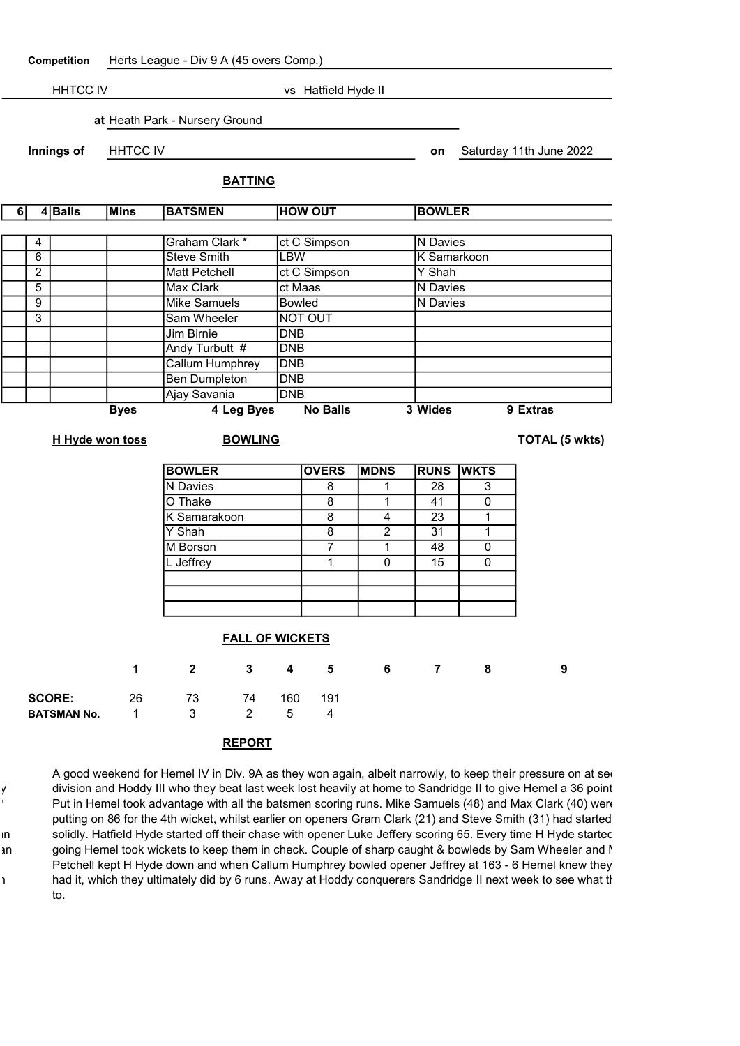**Competition** Herts League - Div 9 A (45 overs Comp.)

HHTCC IV vs Hatfield Hyde II

**at** Heath Park - Nursery Ground

**Innings of** HHTCC IV **on** Saturday 11th June 2022

**BATTING**

| 6 | 4 | Balls | Mins | BATSMEN | HOW OUT | BOWLER |
|---|---|---|---|---|---|---|
| | 4 | | | Graham Clark * | ct C Simpson | N Davies |
| | 6 | | | Steve Smith | LBW | K Samarkoon |
| | 2 | | | Matt Petchell | ct C Simpson | Y Shah |
| | 5 | | | Max Clark | ct Maas | N Davies |
| | 9 | | | Mike Samuels | Bowled | N Davies |
| | 3 | | | Sam Wheeler | NOT OUT | |
| | | | | Jim Birnie | DNB | |
| | | | | Andy Turbutt # | DNB | |
| | | | | Callum Humphrey | DNB | |
| | | | | Ben Dumpleton | DNB | |
| | | | | Ajay Savania | DNB | |

Byes 4 Leg Byes No Balls 3 Wides 9 Extras

**H Hyde won toss**

**BOWLING**

**TOTAL (5 wkts)**

| BOWLER | OVERS | MDNS | RUNS | WKTS |
|---|---|---|---|---|
| N Davies | 8 | 1 | 28 | 3 |
| O Thake | 8 | 1 | 41 | 0 |
| K Samarakoon | 8 | 4 | 23 | 1 |
| Y Shah | 8 | 2 | 31 | 1 |
| M Borson | 7 | 1 | 48 | 0 |
| L Jeffrey | 1 | 0 | 15 | 0 |
| | | | | |
| | | | | |
| | | | | |

**FALL OF WICKETS**

| | 1 | 2 | 3 | 4 | 5 | 6 | 7 | 8 | 9 |
|---|---|---|---|---|---|---|---|---|---|
| **SCORE:** | 26 | 73 | 74 | 160 | 191 | | | | |
| **BATSMAN No.** | 1 | 3 | 2 | 5 | 4 | | | | |

**REPORT**

A good weekend for Hemel IV in Div. 9A as they won again, albeit narrowly, to keep their pressure on at sec division and Hoddy III who they beat last week lost heavily at home to Sandridge II to give Hemel a 36 point Put in Hemel took advantage with all the batsmen scoring runs. Mike Samuels (48) and Max Clark (40) were putting on 86 for the 4th wicket, whilst earlier on openers Gram Clark (21) and Steve Smith (31) had started solidly. Hatfield Hyde started off their chase with opener Luke Jeffery scoring 65. Every time H Hyde started going Hemel took wickets to keep them in check. Couple of sharp caught & bowleds by Sam Wheeler and M Petchell kept H Hyde down and when Callum Humphrey bowled opener Jeffrey at 163 - 6 Hemel knew they had it, which they ultimately did by 6 runs. Away at Hoddy conquerers Sandridge II next week to see what th to.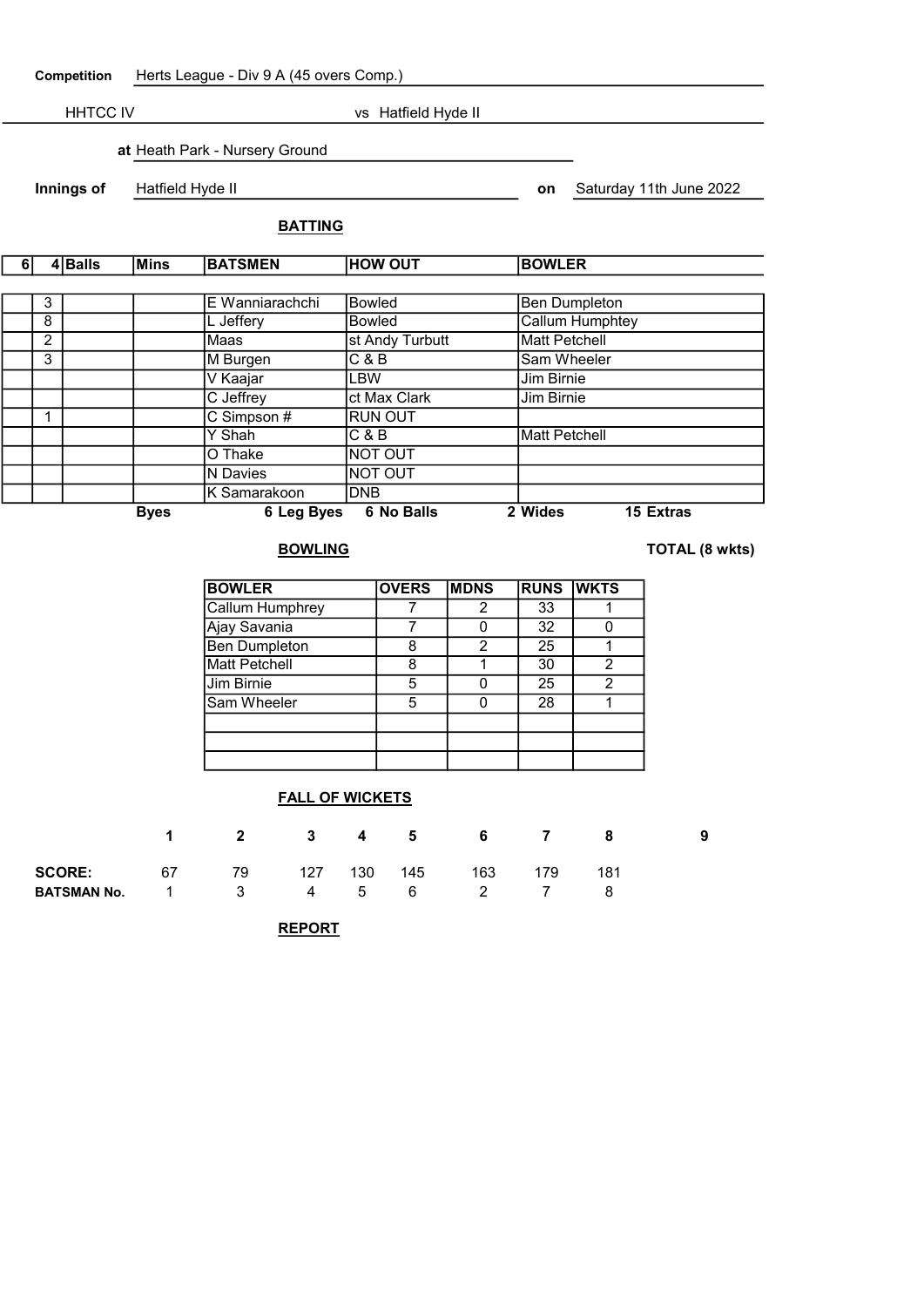**Competition** Herts League - Div 9 A (45 overs Comp.)

HHTCC IV vs Hatfield Hyde II

**at** Heath Park - Nursery Ground

**Innings of** Hatfield Hyde II **on** Saturday 11th June 2022

## BATTING

| 6 | 4 | Balls | Mins | BATSMEN | HOW OUT | BOWLER |
|---|---|---|---|---|---|---|
| | 3 | | | E Wanniarachchi | Bowled | Ben Dumpleton |
| | 8 | | | L Jeffery | Bowled | Callum Humphtey |
| | 2 | | | Maas | st Andy Turbutt | Matt Petchell |
| | 3 | | | M Burgen | C & B | Sam Wheeler |
| | | | | V Kaajar | LBW | Jim Birnie |
| | | | | C Jeffrey | ct Max Clark | Jim Birnie |
| | 1 | | | C Simpson # | RUN OUT | |
| | | | | Y Shah | C & B | Matt Petchell |
| | | | | O Thake | NOT OUT | |
| | | | | N Davies | NOT OUT | |
| | | | | K Samarakoon | DNB | |

**Byes** 6 **Leg Byes** 6 **No Balls** 2 **Wides** 15 **Extras**

## BOWLING

**TOTAL (8 wkts)**

| BOWLER | OVERS | MDNS | RUNS | WKTS |
|---|---|---|---|---|
| Callum Humphrey | 7 | 2 | 33 | 1 |
| Ajay Savania | 7 | 0 | 32 | 0 |
| Ben Dumpleton | 8 | 2 | 25 | 1 |
| Matt Petchell | 8 | 1 | 30 | 2 |
| Jim Birnie | 5 | 0 | 25 | 2 |
| Sam Wheeler | 5 | 0 | 28 | 1 |
| | | | | |
| | | | | |
| | | | | |

## FALL OF WICKETS

| | 1 | 2 | 3 | 4 | 5 | 6 | 7 | 8 | 9 |
|---|---|---|---|---|---|---|---|---|---|
| **SCORE:** | 67 | 79 | 127 | 130 | 145 | 163 | 179 | 181 | |
| **BATSMAN No.** | 1 | 3 | 4 | 5 | 6 | 2 | 7 | 8 | |

## REPORT